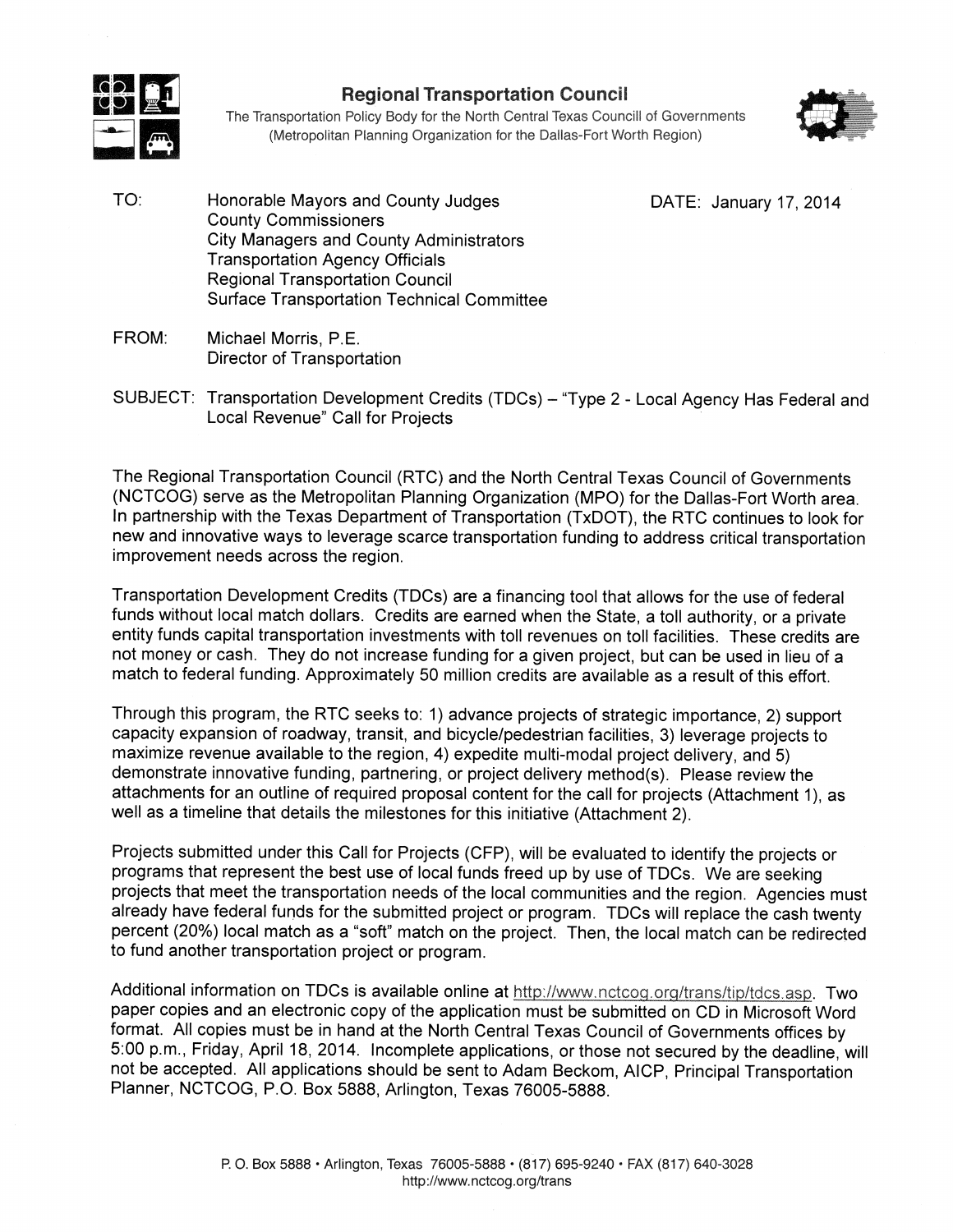# Regional Transportation Council

The Transportation Policy Body for the North Central Texas Councill of Governments
(Metropolitan Planning Organization for the Dallas-Fort Worth Region)

TO: Honorable Mayors and County Judges
County Commissioners
City Managers and County Administrators
Transportation Agency Officials
Regional Transportation Council
Surface Transportation Technical Committee

DATE: January 17, 2014

FROM: Michael Morris, P.E.
Director of Transportation

SUBJECT: Transportation Development Credits (TDCs) – "Type 2 - Local Agency Has Federal and Local Revenue" Call for Projects

The Regional Transportation Council (RTC) and the North Central Texas Council of Governments (NCTCOG) serve as the Metropolitan Planning Organization (MPO) for the Dallas-Fort Worth area. In partnership with the Texas Department of Transportation (TxDOT), the RTC continues to look for new and innovative ways to leverage scarce transportation funding to address critical transportation improvement needs across the region.

Transportation Development Credits (TDCs) are a financing tool that allows for the use of federal funds without local match dollars. Credits are earned when the State, a toll authority, or a private entity funds capital transportation investments with toll revenues on toll facilities. These credits are not money or cash. They do not increase funding for a given project, but can be used in lieu of a match to federal funding. Approximately 50 million credits are available as a result of this effort.

Through this program, the RTC seeks to: 1) advance projects of strategic importance, 2) support capacity expansion of roadway, transit, and bicycle/pedestrian facilities, 3) leverage projects to maximize revenue available to the region, 4) expedite multi-modal project delivery, and 5) demonstrate innovative funding, partnering, or project delivery method(s). Please review the attachments for an outline of required proposal content for the call for projects (Attachment 1), as well as a timeline that details the milestones for this initiative (Attachment 2).

Projects submitted under this Call for Projects (CFP), will be evaluated to identify the projects or programs that represent the best use of local funds freed up by use of TDCs. We are seeking projects that meet the transportation needs of the local communities and the region. Agencies must already have federal funds for the submitted project or program. TDCs will replace the cash twenty percent (20%) local match as a "soft" match on the project. Then, the local match can be redirected to fund another transportation project or program.

Additional information on TDCs is available online at http://www.nctcog.org/trans/tip/tdcs.asp. Two paper copies and an electronic copy of the application must be submitted on CD in Microsoft Word format. All copies must be in hand at the North Central Texas Council of Governments offices by 5:00 p.m., Friday, April 18, 2014. Incomplete applications, or those not secured by the deadline, will not be accepted. All applications should be sent to Adam Beckom, AICP, Principal Transportation Planner, NCTCOG, P.O. Box 5888, Arlington, Texas 76005-5888.

P. O. Box 5888 • Arlington, Texas 76005-5888 • (817) 695-9240 • FAX (817) 640-3028
http://www.nctcog.org/trans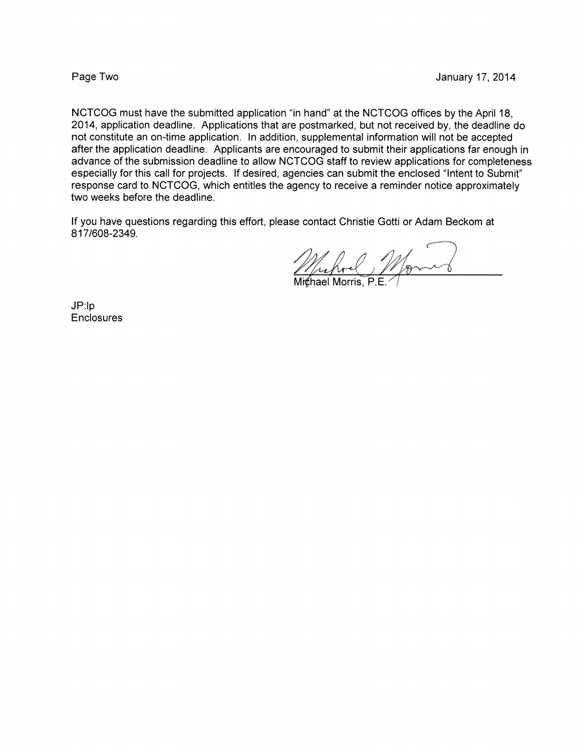NCTCOG must have the submitted application "in hand" at the NCTCOG offices by the April 18, 2014, application deadline. Applications that are postmarked, but not received by, the deadline do not constitute an on-time application. In addition, supplemental information will not be accepted after the application deadline. Applicants are encouraged to submit their applications far enough in advance of the submission deadline to allow NCTCOG staff to review applications for completeness especially for this call for projects. If desired, agencies can submit the enclosed "Intent to Submit" response card to NCTCOG, which entitles the agency to receive a reminder notice approximately two weeks before the deadline.

If you have questions regarding this effort, please contact Christie Gotti or Adam Beckom at 817/608-2349.

Michael Morris, P.E.

JP:lp
Enclosures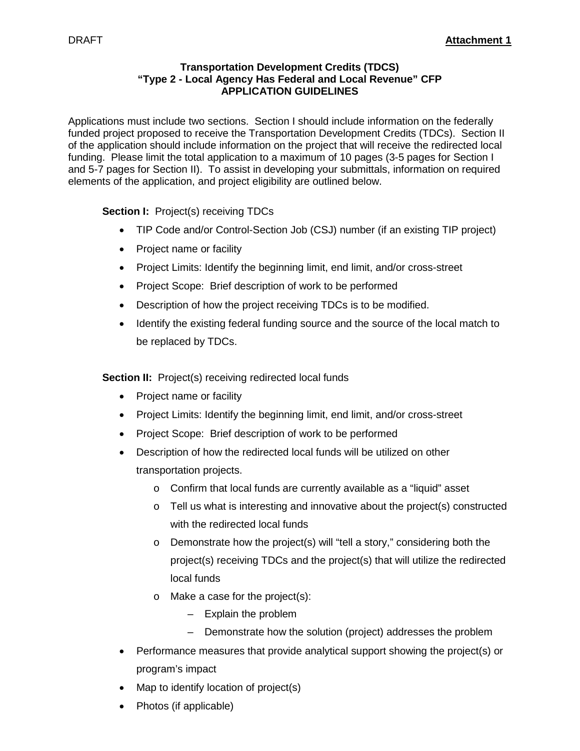DRAFT **Attachment 1**

**Transportation Development Credits (TDCS)**
**"Type 2 - Local Agency Has Federal and Local Revenue" CFP**
**APPLICATION GUIDELINES**

Applications must include two sections. Section I should include information on the federally funded project proposed to receive the Transportation Development Credits (TDCs). Section II of the application should include information on the project that will receive the redirected local funding. Please limit the total application to a maximum of 10 pages (3-5 pages for Section I and 5-7 pages for Section II). To assist in developing your submittals, information on required elements of the application, and project eligibility are outlined below.

**Section I:** Project(s) receiving TDCs

- TIP Code and/or Control-Section Job (CSJ) number (if an existing TIP project)
- Project name or facility
- Project Limits: Identify the beginning limit, end limit, and/or cross-street
- Project Scope: Brief description of work to be performed
- Description of how the project receiving TDCs is to be modified.
- Identify the existing federal funding source and the source of the local match to be replaced by TDCs.

**Section II:** Project(s) receiving redirected local funds

- Project name or facility
- Project Limits: Identify the beginning limit, end limit, and/or cross-street
- Project Scope: Brief description of work to be performed
- Description of how the redirected local funds will be utilized on other transportation projects.
  - Confirm that local funds are currently available as a "liquid" asset
  - Tell us what is interesting and innovative about the project(s) constructed with the redirected local funds
  - Demonstrate how the project(s) will "tell a story," considering both the project(s) receiving TDCs and the project(s) that will utilize the redirected local funds
  - Make a case for the project(s):
    - Explain the problem
    - Demonstrate how the solution (project) addresses the problem
- Performance measures that provide analytical support showing the project(s) or program's impact
- Map to identify location of project(s)
- Photos (if applicable)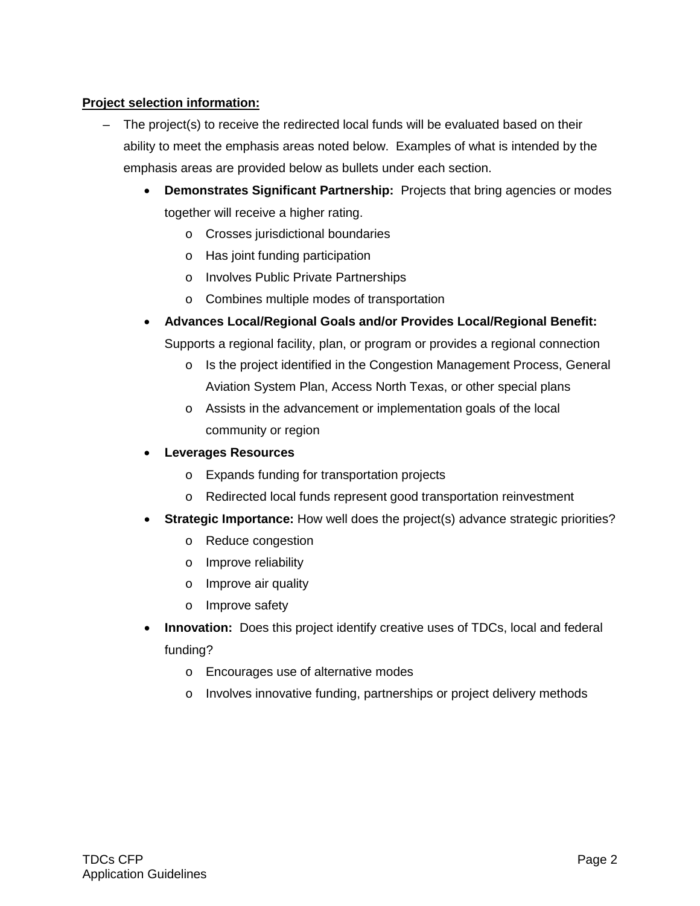**Project selection information:**

- The project(s) to receive the redirected local funds will be evaluated based on their ability to meet the emphasis areas noted below. Examples of what is intended by the emphasis areas are provided below as bullets under each section.
  - **Demonstrates Significant Partnership:** Projects that bring agencies or modes together will receive a higher rating.
    - Crosses jurisdictional boundaries
    - Has joint funding participation
    - Involves Public Private Partnerships
    - Combines multiple modes of transportation
  - **Advances Local/Regional Goals and/or Provides Local/Regional Benefit:** Supports a regional facility, plan, or program or provides a regional connection
    - Is the project identified in the Congestion Management Process, General Aviation System Plan, Access North Texas, or other special plans
    - Assists in the advancement or implementation goals of the local community or region
  - **Leverages Resources**
    - Expands funding for transportation projects
    - Redirected local funds represent good transportation reinvestment
  - **Strategic Importance:** How well does the project(s) advance strategic priorities?
    - Reduce congestion
    - Improve reliability
    - Improve air quality
    - Improve safety
  - **Innovation:** Does this project identify creative uses of TDCs, local and federal funding?
    - Encourages use of alternative modes
    - Involves innovative funding, partnerships or project delivery methods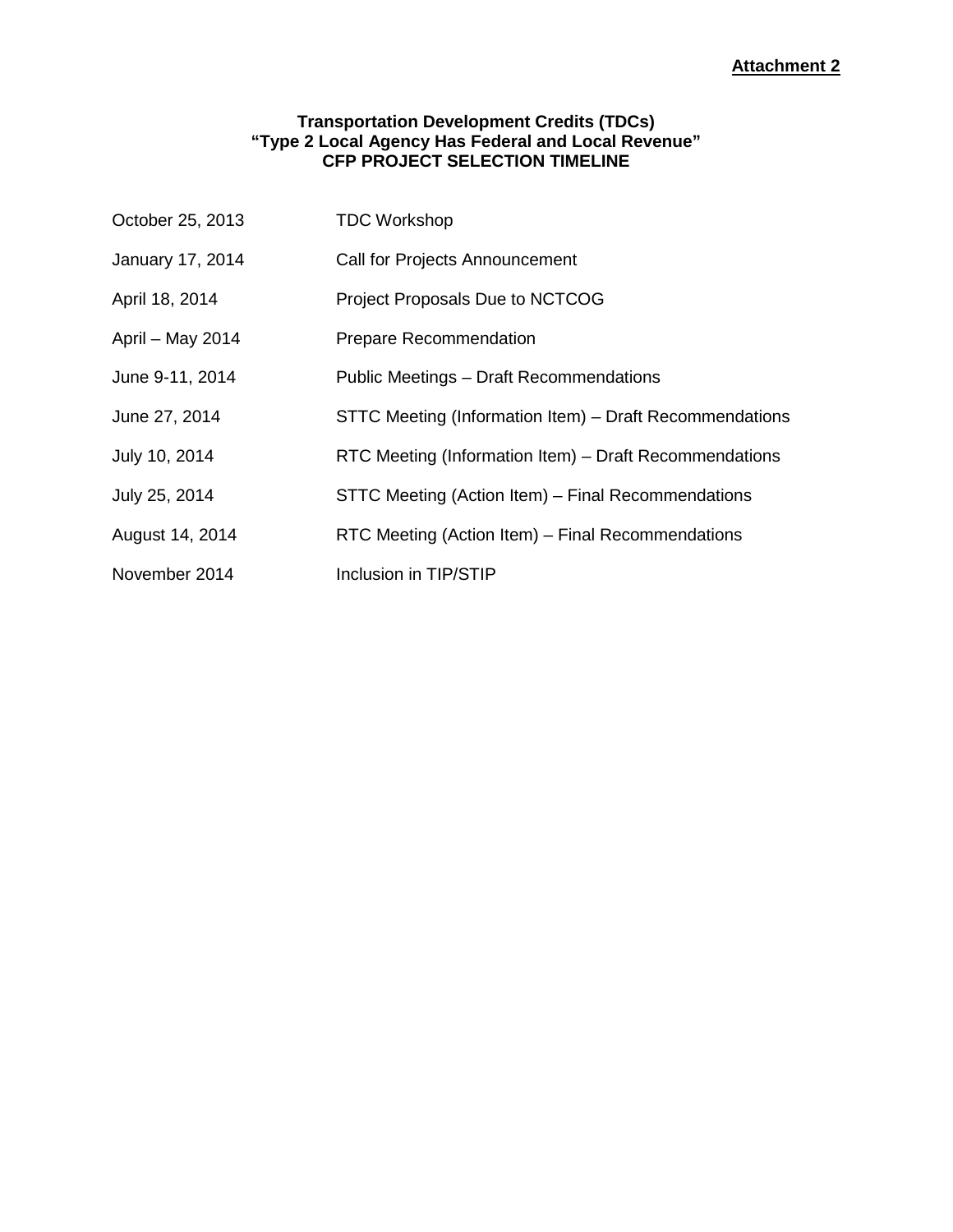**Attachment 2**

**Transportation Development Credits (TDCs)**
**"Type 2 Local Agency Has Federal and Local Revenue"**
**CFP PROJECT SELECTION TIMELINE**

| | |
|---|---|
| October 25, 2013 | TDC Workshop |
| January 17, 2014 | Call for Projects Announcement |
| April 18, 2014 | Project Proposals Due to NCTCOG |
| April – May 2014 | Prepare Recommendation |
| June 9-11, 2014 | Public Meetings – Draft Recommendations |
| June 27, 2014 | STTC Meeting (Information Item) – Draft Recommendations |
| July 10, 2014 | RTC Meeting (Information Item) – Draft Recommendations |
| July 25, 2014 | STTC Meeting (Action Item) – Final Recommendations |
| August 14, 2014 | RTC Meeting (Action Item) – Final Recommendations |
| November 2014 | Inclusion in TIP/STIP |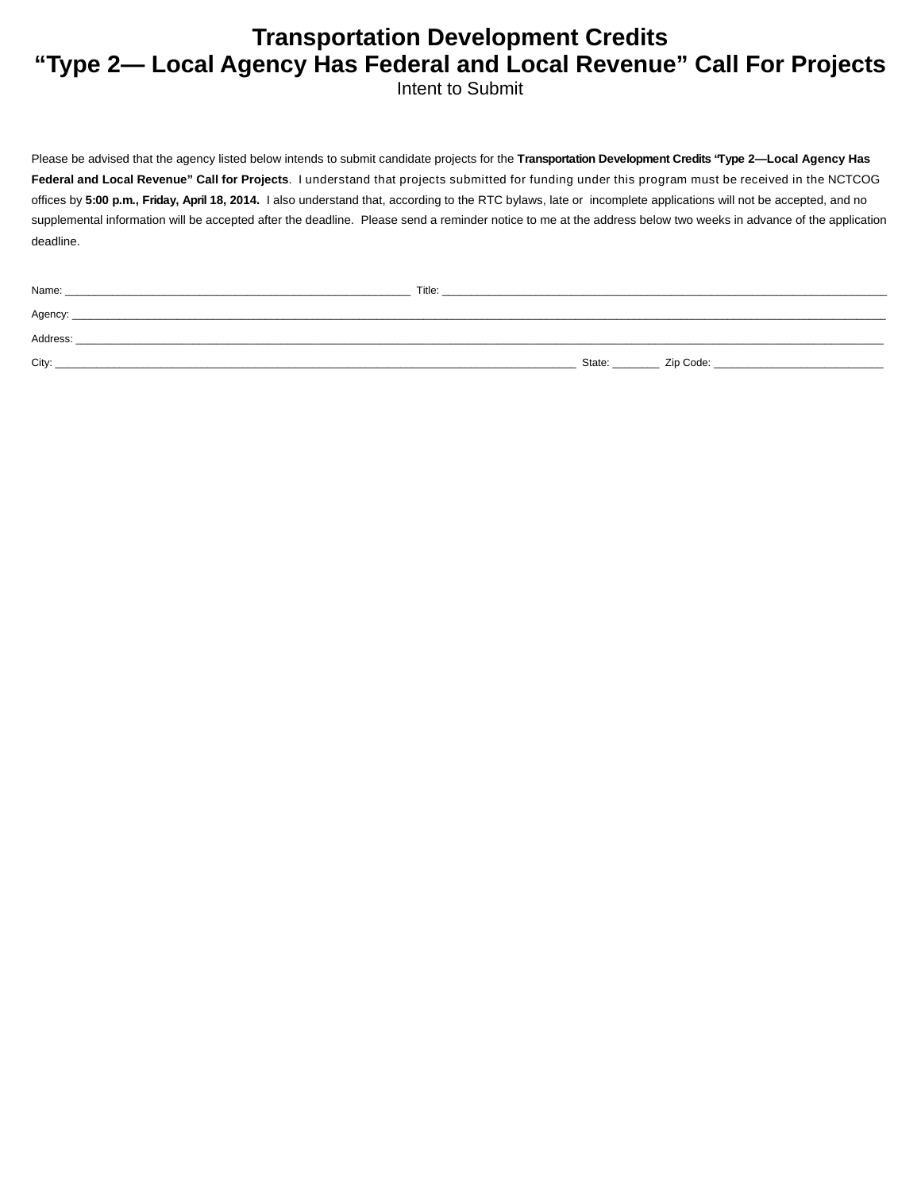# Transportation Development Credits
# "Type 2— Local Agency Has Federal and Local Revenue" Call For Projects

Intent to Submit

Please be advised that the agency listed below intends to submit candidate projects for the **Transportation Development Credits "Type 2—Local Agency Has Federal and Local Revenue" Call for Projects**. I understand that projects submitted for funding under this program must be received in the NCTCOG offices by **5:00 p.m., Friday, April 18, 2014.** I also understand that, according to the RTC bylaws, late or incomplete applications will not be accepted, and no supplemental information will be accepted after the deadline. Please send a reminder notice to me at the address below two weeks in advance of the application deadline.

Name: ____________________________________________________________ Title: ______________________________________________________________________________

Agency: ____________________________________________________________________________________________________________________________________________

Address: ___________________________________________________________________________________________________________________________________________

City: __________________________________________________________________________________________ State: ________ Zip Code: ______________________________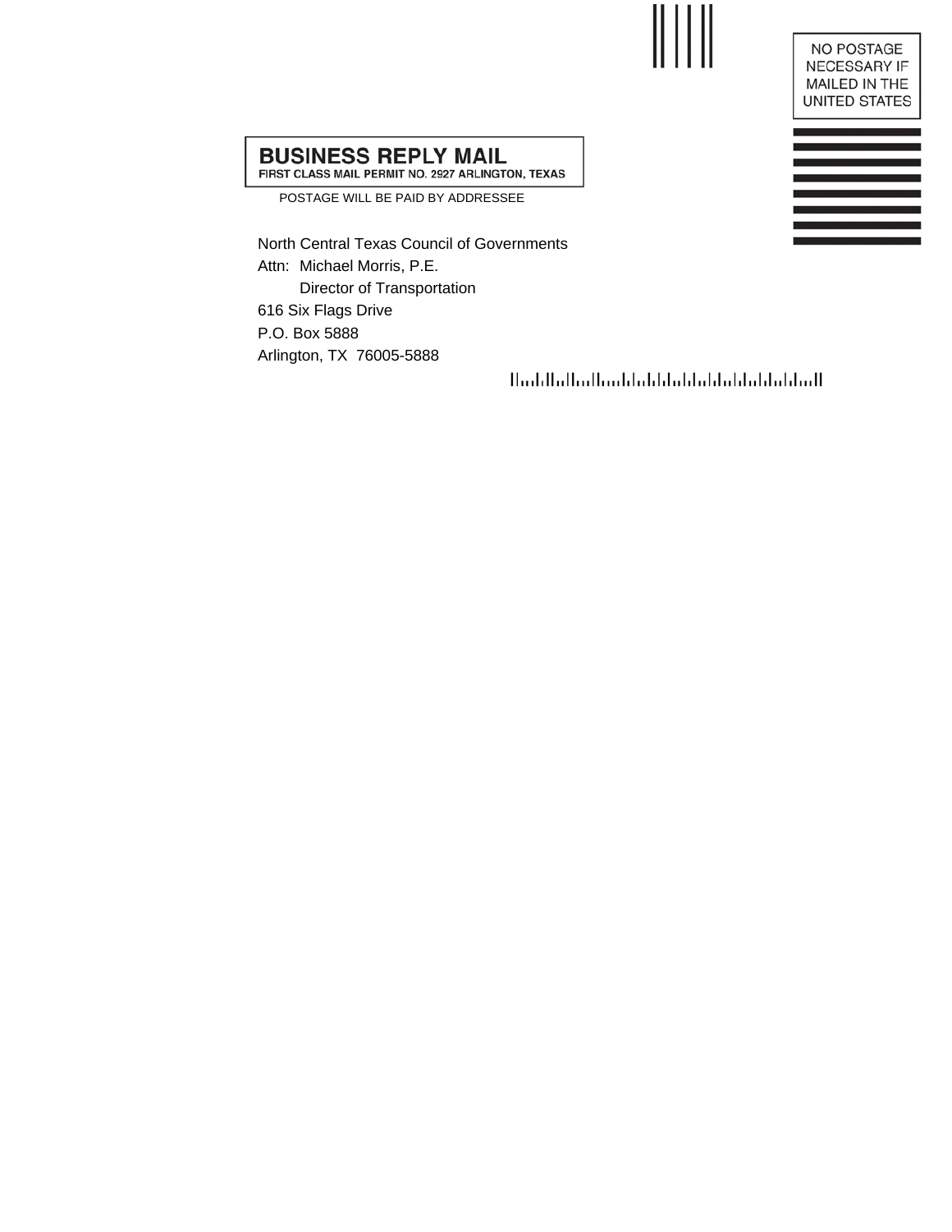NO POSTAGE NECESSARY IF MAILED IN THE UNITED STATES

**BUSINESS REPLY MAIL**
**FIRST CLASS MAIL PERMIT NO. 2927 ARLINGTON, TEXAS**

POSTAGE WILL BE PAID BY ADDRESSEE

North Central Texas Council of Governments
Attn: Michael Morris, P.E.
Director of Transportation
616 Six Flags Drive
P.O. Box 5888
Arlington, TX 76005-5888